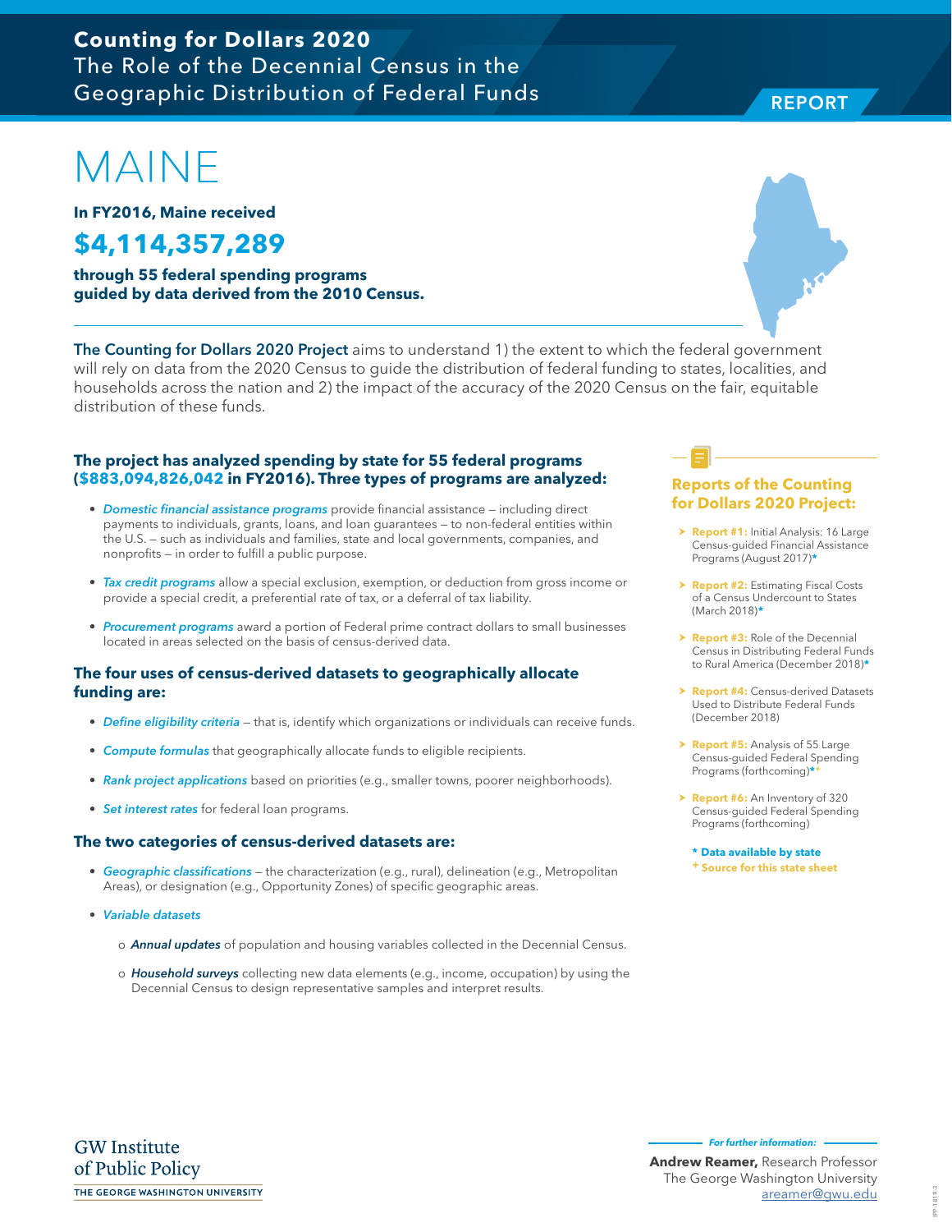**Counting for Dollars 2020**
The Role of the Decennial Census in the Geographic Distribution of Federal Funds

REPORT

# MAINE

**In FY2016, Maine received**

## $4,114,357,289

**through 55 federal spending programs guided by data derived from the 2010 Census.**

**The Counting for Dollars 2020 Project** aims to understand 1) the extent to which the federal government will rely on data from the 2020 Census to guide the distribution of federal funding to states, localities, and households across the nation and 2) the impact of the accuracy of the 2020 Census on the fair, equitable distribution of these funds.

### The project has analyzed spending by state for 55 federal programs ($883,094,826,042 in FY2016). Three types of programs are analyzed:

- *Domestic financial assistance programs* provide financial assistance – including direct payments to individuals, grants, loans, and loan guarantees – to non-federal entities within the U.S. – such as individuals and families, state and local governments, companies, and nonprofits – in order to fulfill a public purpose.
- *Tax credit programs* allow a special exclusion, exemption, or deduction from gross income or provide a special credit, a preferential rate of tax, or a deferral of tax liability.
- *Procurement programs* award a portion of Federal prime contract dollars to small businesses located in areas selected on the basis of census-derived data.

### The four uses of census-derived datasets to geographically allocate funding are:

- *Define eligibility criteria* – that is, identify which organizations or individuals can receive funds.
- *Compute formulas* that geographically allocate funds to eligible recipients.
- *Rank project applications* based on priorities (e.g., smaller towns, poorer neighborhoods).
- *Set interest rates* for federal loan programs.

### The two categories of census-derived datasets are:

- *Geographic classifications* – the characterization (e.g., rural), delineation (e.g., Metropolitan Areas), or designation (e.g., Opportunity Zones) of specific geographic areas.
- *Variable datasets*
  - *Annual updates* of population and housing variables collected in the Decennial Census.
  - *Household surveys* collecting new data elements (e.g., income, occupation) by using the Decennial Census to design representative samples and interpret results.

### Reports of the Counting for Dollars 2020 Project:

- **Report #1:** Initial Analysis: 16 Large Census-guided Financial Assistance Programs (August 2017)*
- **Report #2:** Estimating Fiscal Costs of a Census Undercount to States (March 2018)*
- **Report #3:** Role of the Decennial Census in Distributing Federal Funds to Rural America (December 2018)*
- **Report #4:** Census-derived Datasets Used to Distribute Federal Funds (December 2018)
- **Report #5:** Analysis of 55 Large Census-guided Federal Spending Programs (forthcoming)*+
- **Report #6:** An Inventory of 320 Census-guided Federal Spending Programs (forthcoming)

\* Data available by state
\+ Source for this state sheet

GW Institute of Public Policy
THE GEORGE WASHINGTON UNIVERSITY

*For further information:*

**Andrew Reamer,** Research Professor
The George Washington University
areamer@gwu.edu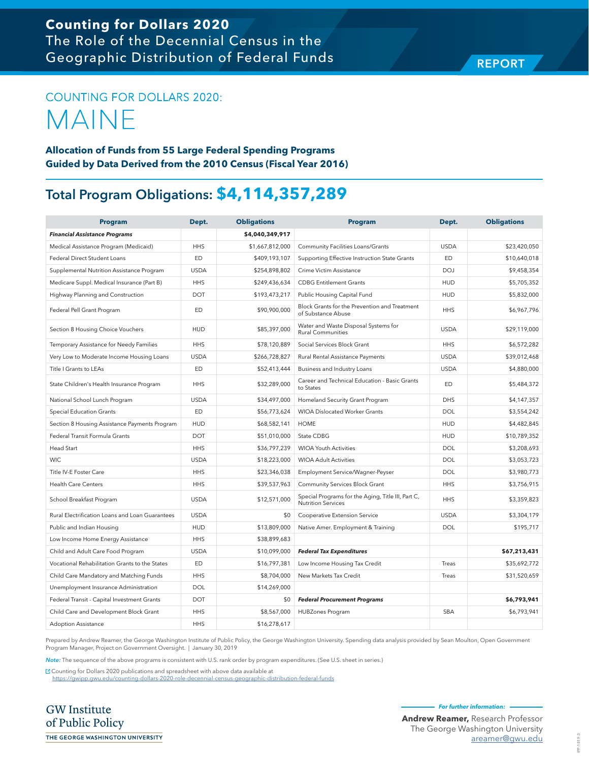# Counting for Dollars 2020
The Role of the Decennial Census in the Geographic Distribution of Federal Funds

REPORT

## COUNTING FOR DOLLARS 2020:

# MAINE

**Allocation of Funds from 55 Large Federal Spending Programs Guided by Data Derived from the 2010 Census (Fiscal Year 2016)**

## Total Program Obligations: $4,114,357,289

| Program | Dept. | Obligations | Program | Dept. | Obligations |
|---|---|---|---|---|---|
| ***Financial Assistance Programs*** | | **$4,040,349,917** | | | |
| Medical Assistance Program (Medicaid) | HHS | $1,667,812,000 | Community Facilities Loans/Grants | USDA | $23,420,050 |
| Federal Direct Student Loans | ED | $409,193,107 | Supporting Effective Instruction State Grants | ED | $10,640,018 |
| Supplemental Nutrition Assistance Program | USDA | $254,898,802 | Crime Victim Assistance | DOJ | $9,458,354 |
| Medicare Suppl. Medical Insurance (Part B) | HHS | $249,436,634 | CDBG Entitlement Grants | HUD | $5,705,352 |
| Highway Planning and Construction | DOT | $193,473,217 | Public Housing Capital Fund | HUD | $5,832,000 |
| Federal Pell Grant Program | ED | $90,900,000 | Block Grants for the Prevention and Treatment of Substance Abuse | HHS | $6,967,796 |
| Section 8 Housing Choice Vouchers | HUD | $85,397,000 | Water and Waste Disposal Systems for Rural Communities | USDA | $29,119,000 |
| Temporary Assistance for Needy Families | HHS | $78,120,889 | Social Services Block Grant | HHS | $6,572,282 |
| Very Low to Moderate Income Housing Loans | USDA | $266,728,827 | Rural Rental Assistance Payments | USDA | $39,012,468 |
| Title I Grants to LEAs | ED | $52,413,444 | Business and Industry Loans | USDA | $4,880,000 |
| State Children's Health Insurance Program | HHS | $32,289,000 | Career and Technical Education - Basic Grants to States | ED | $5,484,372 |
| National School Lunch Program | USDA | $34,497,000 | Homeland Security Grant Program | DHS | $4,147,357 |
| Special Education Grants | ED | $56,773,624 | WIOA Dislocated Worker Grants | DOL | $3,554,242 |
| Section 8 Housing Assistance Payments Program | HUD | $68,582,141 | HOME | HUD | $4,482,845 |
| Federal Transit Formula Grants | DOT | $51,010,000 | State CDBG | HUD | $10,789,352 |
| Head Start | HHS | $36,797,239 | WIOA Youth Activities | DOL | $3,208,693 |
| WIC | USDA | $18,223,000 | WIOA Adult Activities | DOL | $3,053,723 |
| Title IV-E Foster Care | HHS | $23,346,038 | Employment Service/Wagner-Peyser | DOL | $3,980,773 |
| Health Care Centers | HHS | $39,537,963 | Community Services Block Grant | HHS | $3,756,915 |
| School Breakfast Program | USDA | $12,571,000 | Special Programs for the Aging, Title III, Part C, Nutrition Services | HHS | $3,359,823 |
| Rural Electrification Loans and Loan Guarantees | USDA | $0 | Cooperative Extension Service | USDA | $3,304,179 |
| Public and Indian Housing | HUD | $13,809,000 | Native Amer. Employment & Training | DOL | $195,717 |
| Low Income Home Energy Assistance | HHS | $38,899,683 | | | |
| Child and Adult Care Food Program | USDA | $10,099,000 | ***Federal Tax Expenditures*** | | **$67,213,431** |
| Vocational Rehabilitation Grants to the States | ED | $16,797,381 | Low Income Housing Tax Credit | Treas | $35,692,772 |
| Child Care Mandatory and Matching Funds | HHS | $8,704,000 | New Markets Tax Credit | Treas | $31,520,659 |
| Unemployment Insurance Administration | DOL | $14,269,000 | | | |
| Federal Transit - Capital Investment Grants | DOT | $0 | ***Federal Procurement Programs*** | | **$6,793,941** |
| Child Care and Development Block Grant | HHS | $8,567,000 | HUBZones Program | SBA | $6,793,941 |
| Adoption Assistance | HHS | $16,278,617 | | | |

Prepared by Andrew Reamer, the George Washington Institute of Public Policy, the George Washington University. Spending data analysis provided by Sean Moulton, Open Government Program Manager, Project on Government Oversight. | January 30, 2019

***Note:*** The sequence of the above programs is consistent with U.S. rank order by program expenditures. (See U.S. sheet in series.)

Counting for Dollars 2020 publications and spreadsheet with above data available at https://gwipp.gwu.edu/counting-dollars-2020-role-decennial-census-geographic-distribution-federal-funds

GW Institute of Public Policy
THE GEORGE WASHINGTON UNIVERSITY

*For further information:*

**Andrew Reamer,** Research Professor
The George Washington University
areamer@gwu.edu